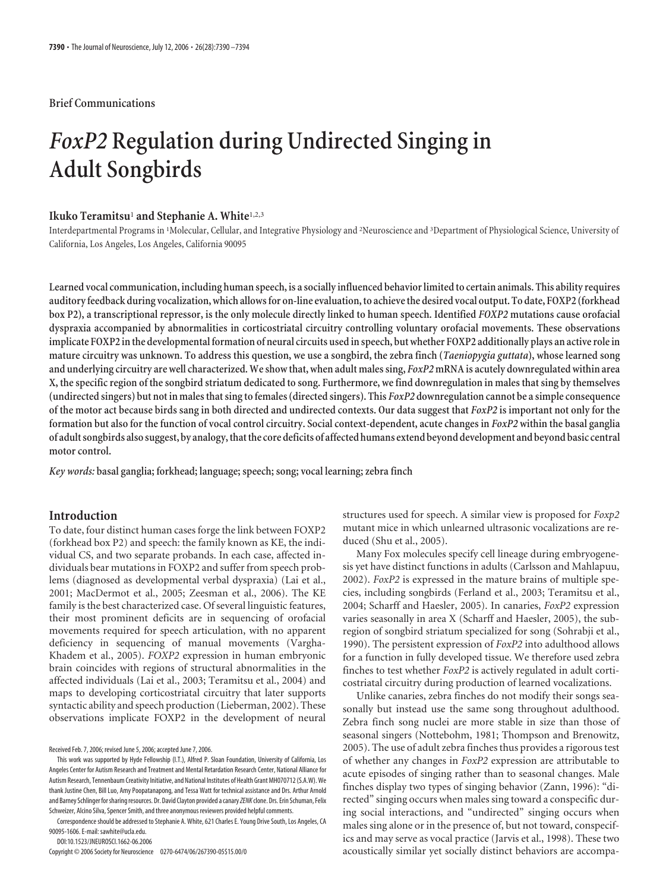Brief Communications

# *FoxP2* Regulation during Undirected Singing in Adult Songbirds

**Ikuko Teramitsu**[1] **and Stephanie A. White**[1,2,3]

Interdepartmental Programs in [1]Molecular, Cellular, and Integrative Physiology and [2]Neuroscience and [3]Department of Physiological Science, University of California, Los Angeles, Los Angeles, California 90095

**Learned vocal communication, including human speech, is a socially influenced behavior limited to certain animals. This ability requires auditory feedback during vocalization, which allows for on-line evaluation, to achieve the desired vocal output. To date, FOXP2 (forkhead box P2), a transcriptional repressor, is the only molecule directly linked to human speech. Identified *FOXP2* mutations cause orofacial dyspraxia accompanied by abnormalities in corticostriatal circuitry controlling voluntary orofacial movements. These observations implicate FOXP2 in the developmental formation of neural circuits used in speech, but whether FOXP2 additionally plays an active role in mature circuitry was unknown. To address this question, we use a songbird, the zebra finch (*Taeniopygia guttata*), whose learned song and underlying circuitry are well characterized. We show that, when adult males sing, *FoxP2* mRNA is acutely downregulated within area X, the specific region of the songbird striatum dedicated to song. Furthermore, we find downregulation in males that sing by themselves (undirected singers) but not in males that sing to females (directed singers). This *FoxP2* downregulation cannot be a simple consequence of the motor act because birds sang in both directed and undirected contexts. Our data suggest that *FoxP2* is important not only for the formation but also for the function of vocal control circuitry. Social context-dependent, acute changes in *FoxP2* within the basal ganglia of adult songbirds also suggest, by analogy, that the core deficits of affected humans extend beyond development and beyond basic central motor control.**

*Key words:* **basal ganglia; forkhead; language; speech; song; vocal learning; zebra finch**

## Introduction

To date, four distinct human cases forge the link between FOXP2 (forkhead box P2) and speech: the family known as KE, the individual CS, and two separate probands. In each case, affected individuals bear mutations in FOXP2 and suffer from speech problems (diagnosed as developmental verbal dyspraxia) (Lai et al., 2001; MacDermot et al., 2005; Zeesman et al., 2006). The KE family is the best characterized case. Of several linguistic features, their most prominent deficits are in sequencing of orofacial movements required for speech articulation, with no apparent deficiency in sequencing of manual movements (Vargha-Khadem et al., 2005). *FOXP2* expression in human embryonic brain coincides with regions of structural abnormalities in the affected individuals (Lai et al., 2003; Teramitsu et al., 2004) and maps to developing corticostriatal circuitry that later supports syntactic ability and speech production (Lieberman, 2002). These observations implicate FOXP2 in the development of neural structures used for speech. A similar view is proposed for *Foxp2* mutant mice in which unlearned ultrasonic vocalizations are reduced (Shu et al., 2005).

Many Fox molecules specify cell lineage during embryogenesis yet have distinct functions in adults (Carlsson and Mahlapuu, 2002). *FoxP2* is expressed in the mature brains of multiple species, including songbirds (Ferland et al., 2003; Teramitsu et al., 2004; Scharff and Haesler, 2005). In canaries, *FoxP2* expression varies seasonally in area X (Scharff and Haesler, 2005), the subregion of songbird striatum specialized for song (Sohrabji et al., 1990). The persistent expression of *FoxP2* into adulthood allows for a function in fully developed tissue. We therefore used zebra finches to test whether *FoxP2* is actively regulated in adult corticostriatal circuitry during production of learned vocalizations.

Unlike canaries, zebra finches do not modify their songs seasonally but instead use the same song throughout adulthood. Zebra finch song nuclei are more stable in size than those of seasonal singers (Nottebohm, 1981; Thompson and Brenowitz, 2005). The use of adult zebra finches thus provides a rigorous test of whether any changes in *FoxP2* expression are attributable to acute episodes of singing rather than to seasonal changes. Male finches display two types of singing behavior (Zann, 1996): "directed" singing occurs when males sing toward a conspecific during social interactions, and "undirected" singing occurs when males sing alone or in the presence of, but not toward, conspecifics and may serve as vocal practice (Jarvis et al., 1998). These two acoustically similar yet socially distinct behaviors are accompa-

Received Feb. 7, 2006; revised June 5, 2006; accepted June 7, 2006.

This work was supported by Hyde Fellowship (I.T.), Alfred P. Sloan Foundation, University of California, Los Angeles Center for Autism Research and Treatment and Mental Retardation Research Center, National Alliance for Autism Research, Tennenbaum Creativity Initiative, and National Institutes of Health Grant MH070712 (S.A.W.). We thank Justine Chen, Bill Luo, Amy Poopatanapong, and Tessa Watt for technical assistance and Drs. Arthur Arnold and Barney Schlinger for sharing resources. Dr. David Clayton provided a canary *ZENK* clone. Drs. Erin Schuman, Felix Schweizer, Alcino Silva, Spencer Smith, and three anonymous reviewers provided helpful comments.

Correspondence should be addressed to Stephanie A. White, 621 Charles E. Young Drive South, Los Angeles, CA 90095-1606. E-mail: sawhite@ucla.edu.

DOI:10.1523/JNEUROSCI.1662-06.2006

Copyright © 2006 Society for Neuroscience 0270-6474/06/267390-05$15.00/0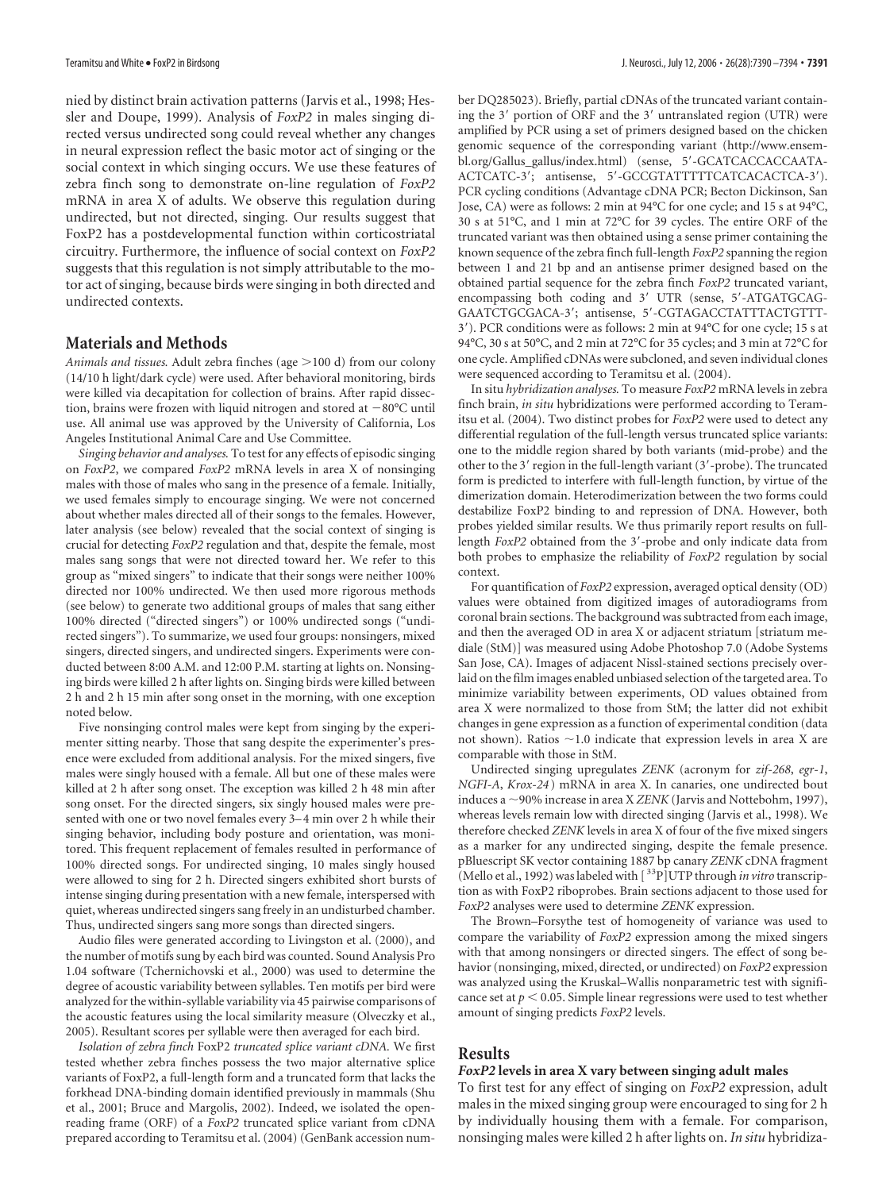nied by distinct brain activation patterns (Jarvis et al., 1998; Hessler and Doupe, 1999). Analysis of *FoxP2* in males singing directed versus undirected song could reveal whether any changes in neural expression reflect the basic motor act of singing or the social context in which singing occurs. We use these features of zebra finch song to demonstrate on-line regulation of *FoxP2* mRNA in area X of adults. We observe this regulation during undirected, but not directed, singing. Our results suggest that FoxP2 has a postdevelopmental function within corticostriatal circuitry. Furthermore, the influence of social context on *FoxP2* suggests that this regulation is not simply attributable to the motor act of singing, because birds were singing in both directed and undirected contexts.

## Materials and Methods

*Animals and tissues.* Adult zebra finches (age >100 d) from our colony (14/10 h light/dark cycle) were used. After behavioral monitoring, birds were killed via decapitation for collection of brains. After rapid dissection, brains were frozen with liquid nitrogen and stored at −80°C until use. All animal use was approved by the University of California, Los Angeles Institutional Animal Care and Use Committee.

*Singing behavior and analyses.* To test for any effects of episodic singing on *FoxP2*, we compared *FoxP2* mRNA levels in area X of nonsinging males with those of males who sang in the presence of a female. Initially, we used females simply to encourage singing. We were not concerned about whether males directed all of their songs to the females. However, later analysis (see below) revealed that the social context of singing is crucial for detecting *FoxP2* regulation and that, despite the female, most males sang songs that were not directed toward her. We refer to this group as "mixed singers" to indicate that their songs were neither 100% directed nor 100% undirected. We then used more rigorous methods (see below) to generate two additional groups of males that sang either 100% directed ("directed singers") or 100% undirected songs ("undirected singers"). To summarize, we used four groups: nonsingers, mixed singers, directed singers, and undirected singers. Experiments were conducted between 8:00 A.M. and 12:00 P.M. starting at lights on. Nonsinging birds were killed 2 h after lights on. Singing birds were killed between 2 h and 2 h 15 min after song onset in the morning, with one exception noted below.

Five nonsinging control males were kept from singing by the experimenter sitting nearby. Those that sang despite the experimenter's presence were excluded from additional analysis. For the mixed singers, five males were singly housed with a female. All but one of these males were killed at 2 h after song onset. The exception was killed 2 h 48 min after song onset. For the directed singers, six singly housed males were presented with one or two novel females every 3–4 min over 2 h while their singing behavior, including body posture and orientation, was monitored. This frequent replacement of females resulted in performance of 100% directed songs. For undirected singing, 10 males singly housed were allowed to sing for 2 h. Directed singers exhibited short bursts of intense singing during presentation with a new female, interspersed with quiet, whereas undirected singers sang freely in an undisturbed chamber. Thus, undirected singers sang more songs than directed singers.

Audio files were generated according to Livingston et al. (2000), and the number of motifs sung by each bird was counted. Sound Analysis Pro 1.04 software (Tchernichovski et al., 2000) was used to determine the degree of acoustic variability between syllables. Ten motifs per bird were analyzed for the within-syllable variability via 45 pairwise comparisons of the acoustic features using the local similarity measure (Olveczky et al., 2005). Resultant scores per syllable were then averaged for each bird.

*Isolation of zebra finch* FoxP2 *truncated splice variant cDNA.* We first tested whether zebra finches possess the two major alternative splice variants of FoxP2, a full-length form and a truncated form that lacks the forkhead DNA-binding domain identified previously in mammals (Shu et al., 2001; Bruce and Margolis, 2002). Indeed, we isolated the open-reading frame (ORF) of a *FoxP2* truncated splice variant from cDNA prepared according to Teramitsu et al. (2004) (GenBank accession number DQ285023). Briefly, partial cDNAs of the truncated variant containing the 3′ portion of ORF and the 3′ untranslated region (UTR) were amplified by PCR using a set of primers designed based on the chicken genomic sequence of the corresponding variant (http://www.ensembl.org/Gallus_gallus/index.html) (sense, 5′-GCATCACCACCAATA-ACTCATC-3′; antisense, 5′-GCCGTATTTTTCATCACACTCA-3′). PCR cycling conditions (Advantage cDNA PCR; Becton Dickinson, San Jose, CA) were as follows: 2 min at 94°C for one cycle; and 15 s at 94°C, 30 s at 51°C, and 1 min at 72°C for 39 cycles. The entire ORF of the truncated variant was then obtained using a sense primer containing the known sequence of the zebra finch full-length *FoxP2* spanning the region between 1 and 21 bp and an antisense primer designed based on the obtained partial sequence for the zebra finch *FoxP2* truncated variant, encompassing both coding and 3′ UTR (sense, 5′-ATGATGCAG-GAATCTGCGACA-3′; antisense, 5′-CGTAGACCTATTTACTGTTT-3′). PCR conditions were as follows: 2 min at 94°C for one cycle; 15 s at 94°C, 30 s at 50°C, and 2 min at 72°C for 35 cycles; and 3 min at 72°C for one cycle. Amplified cDNAs were subcloned, and seven individual clones were sequenced according to Teramitsu et al. (2004).

*In situ hybridization analyses.* To measure *FoxP2* mRNA levels in zebra finch brain, *in situ* hybridizations were performed according to Teramitsu et al. (2004). Two distinct probes for *FoxP2* were used to detect any differential regulation of the full-length versus truncated splice variants: one to the middle region shared by both variants (mid-probe) and the other to the 3′ region in the full-length variant (3′-probe). The truncated form is predicted to interfere with full-length function, by virtue of the dimerization domain. Heterodimerization between the two forms could destabilize FoxP2 binding to and repression of DNA. However, both probes yielded similar results. We thus primarily report results on full-length *FoxP2* obtained from the 3′-probe and only indicate data from both probes to emphasize the reliability of *FoxP2* regulation by social context.

For quantification of *FoxP2* expression, averaged optical density (OD) values were obtained from digitized images of autoradiograms from coronal brain sections. The background was subtracted from each image, and then the averaged OD in area X or adjacent striatum [striatum mediale (StM)] was measured using Adobe Photoshop 7.0 (Adobe Systems San Jose, CA). Images of adjacent Nissl-stained sections precisely overlaid on the film images enabled unbiased selection of the targeted area. To minimize variability between experiments, OD values obtained from area X were normalized to those from StM; the latter did not exhibit changes in gene expression as a function of experimental condition (data not shown). Ratios ∼1.0 indicate that expression levels in area X are comparable with those in StM.

Undirected singing upregulates *ZENK* (acronym for *zif-268*, *egr-1*, *NGFI-A*, *Krox-24*) mRNA in area X. In canaries, one undirected bout induces a ∼90% increase in area X *ZENK* (Jarvis and Nottebohm, 1997), whereas levels remain low with directed singing (Jarvis et al., 1998). We therefore checked *ZENK* levels in area X of four of the five mixed singers as a marker for any undirected singing, despite the female presence. pBluescript SK vector containing 1887 bp canary *ZENK* cDNA fragment (Mello et al., 1992) was labeled with [$^{33}$P]UTP through *in vitro* transcription as with FoxP2 riboprobes. Brain sections adjacent to those used for *FoxP2* analyses were used to determine *ZENK* expression.

The Brown–Forsythe test of homogeneity of variance was used to compare the variability of *FoxP2* expression among the mixed singers with that among nonsingers or directed singers. The effect of song behavior (nonsinging, mixed, directed, or undirected) on *FoxP2* expression was analyzed using the Kruskal–Wallis nonparametric test with significance set at $p < 0.05$. Simple linear regressions were used to test whether amount of singing predicts *FoxP2* levels.

## Results

### *FoxP2* levels in area X vary between singing adult males

To first test for any effect of singing on *FoxP2* expression, adult males in the mixed singing group were encouraged to sing for 2 h by individually housing them with a female. For comparison, nonsinging males were killed 2 h after lights on. *In situ* hybridiza-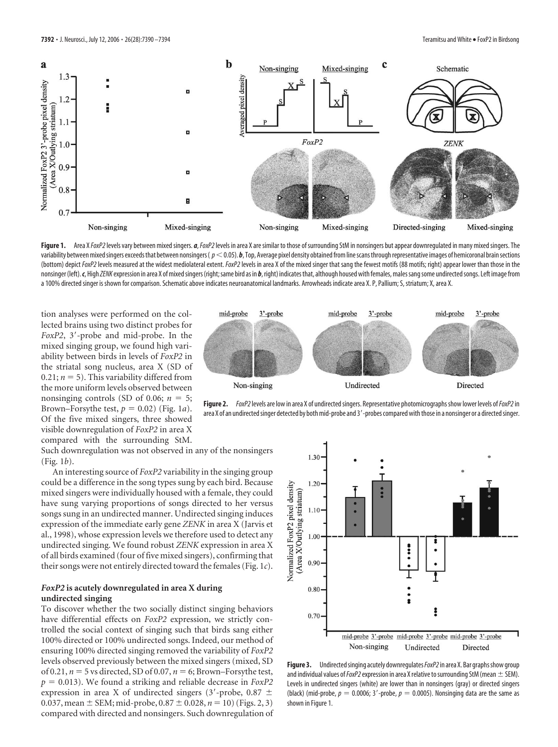**Figure 1.** Area X *FoxP2* levels vary between mixed singers. ***a***, *FoxP2* levels in area X are similar to those of surrounding StM in nonsingers but appear downregulated in many mixed singers. The variability between mixed singers exceeds that between nonsingers ($p < 0.05$). ***b***, Top, Average pixel density obtained from line scans through representative images of hemicoronal brain sections (bottom) depict *FoxP2* levels measured at the widest mediolateral extent. *FoxP2* levels in area X of the mixed singer that sang the fewest motifs (88 motifs; right) appear lower than those in the nonsinger (left). ***c***, High *ZENK* expression in area X of mixed singers (right; same bird as in ***b***, right) indicates that, although housed with females, males sang some undirected songs. Left image from a 100% directed singer is shown for comparison. Schematic above indicates neuroanatomical landmarks. Arrowheads indicate area X. P, Pallium; S, striatum; X, area X.

tion analyses were performed on the collected brains using two distinct probes for *FoxP2*, 3′-probe and mid-probe. In the mixed singing group, we found high variability between birds in levels of *FoxP2* in the striatal song nucleus, area X (SD of 0.21; $n = 5$). This variability differed from the more uniform levels observed between nonsinging controls (SD of 0.06; $n = 5$; Brown–Forsythe test, $p = 0.02$) (Fig. 1*a*). Of the five mixed singers, three showed visible downregulation of *FoxP2* in area X compared with the surrounding StM. Such downregulation was not observed in any of the nonsingers (Fig. 1*b*).

An interesting source of *FoxP2* variability in the singing group could be a difference in the song types sung by each bird. Because mixed singers were individually housed with a female, they could have sung varying proportions of songs directed to her versus songs sung in an undirected manner. Undirected singing induces expression of the immediate early gene *ZENK* in area X (Jarvis et al., 1998), whose expression levels we therefore used to detect any undirected singing. We found robust *ZENK* expression in area X of all birds examined (four of five mixed singers), confirming that their songs were not entirely directed toward the females (Fig. 1*c*).

**Figure 2.** *FoxP2* levels are low in area X of undirected singers. Representative photomicrographs show lower levels of *FoxP2* in area X of an undirected singer detected by both mid-probe and 3′-probes compared with those in a nonsinger or a directed singer.

### *FoxP2* is acutely downregulated in area X during undirected singing

To discover whether the two socially distinct singing behaviors have differential effects on *FoxP2* expression, we strictly controlled the social context of singing such that birds sang either 100% directed or 100% undirected songs. Indeed, our method of ensuring 100% directed singing removed the variability of *FoxP2* levels observed previously between the mixed singers (mixed, SD of 0.21, $n = 5$ vs directed, SD of 0.07, $n = 6$; Brown–Forsythe test, $p = 0.013$). We found a striking and reliable decrease in *FoxP2* expression in area X of undirected singers (3′-probe, $0.87 \pm 0.037$, mean ± SEM; mid-probe, $0.87 \pm 0.028$, $n = 10$) (Figs. 2, 3) compared with directed and nonsingers. Such downregulation of

**Figure 3.** Undirected singing acutely downregulates *FoxP2* in area X. Bar graphs show group and individual values of *FoxP2* expression in area X relative to surrounding StM (mean ± SEM). Levels in undirected singers (white) are lower than in nonsingers (gray) or directed singers (black) (mid-probe, $p = 0.0006$; 3′-probe, $p = 0.0005$). Nonsinging data are the same as shown in Figure 1.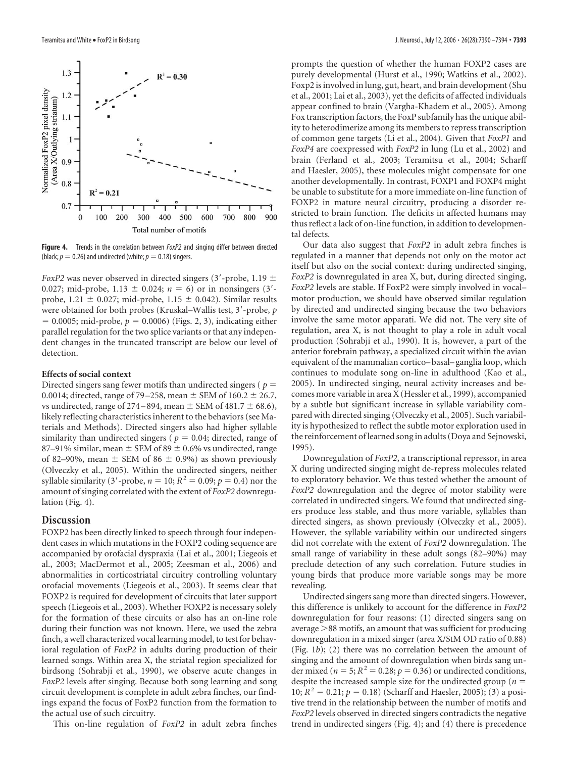**Figure 4.** Trends in the correlation between *FoxP2* and singing differ between directed (black; $p = 0.26$) and undirected (white; $p = 0.18$) singers.

*FoxP2* was never observed in directed singers (3′-probe, 1.19 ± 0.027; mid-probe, 1.13 ± 0.024; $n = 6$) or in nonsingers (3′-probe, 1.21 ± 0.027; mid-probe, 1.15 ± 0.042). Similar results were obtained for both probes (Kruskal–Wallis test, 3′-probe, $p = 0.0005$; mid-probe, $p = 0.0006$) (Figs. 2, 3), indicating either parallel regulation for the two splice variants or that any independent changes in the truncated transcript are below our level of detection.

### Effects of social context

Directed singers sang fewer motifs than undirected singers ($p = 0.0014$; directed, range of 79–258, mean ± SEM of 160.2 ± 26.7, vs undirected, range of 274–894, mean ± SEM of 481.7 ± 68.6), likely reflecting characteristics inherent to the behaviors (see Materials and Methods). Directed singers also had higher syllable similarity than undirected singers ($p = 0.04$; directed, range of 87–91% similar, mean ± SEM of 89 ± 0.6% vs undirected, range of 82–90%, mean ± SEM of 86 ± 0.9%) as shown previously (Olveczky et al., 2005). Within the undirected singers, neither syllable similarity (3′-probe, $n = 10$; $R^2 = 0.09$; $p = 0.4$) nor the amount of singing correlated with the extent of *FoxP2* downregulation (Fig. 4).

## Discussion

FOXP2 has been directly linked to speech through four independent cases in which mutations in the FOXP2 coding sequence are accompanied by orofacial dyspraxia (Lai et al., 2001; Liegeois et al., 2003; MacDermot et al., 2005; Zeesman et al., 2006) and abnormalities in corticostriatal circuitry controlling voluntary orofacial movements (Liegeois et al., 2003). It seems clear that FOXP2 is required for development of circuits that later support speech (Liegeois et al., 2003). Whether FOXP2 is necessary solely for the formation of these circuits or also has an on-line role during their function was not known. Here, we used the zebra finch, a well characterized vocal learning model, to test for behavioral regulation of *FoxP2* in adults during production of their learned songs. Within area X, the striatal region specialized for birdsong (Sohrabji et al., 1990), we observe acute changes in *FoxP2* levels after singing. Because both song learning and song circuit development is complete in adult zebra finches, our findings expand the focus of FoxP2 function from the formation to the actual use of such circuitry.

This on-line regulation of *FoxP2* in adult zebra finches prompts the question of whether the human FOXP2 cases are purely developmental (Hurst et al., 1990; Watkins et al., 2002). Foxp2 is involved in lung, gut, heart, and brain development (Shu et al., 2001; Lai et al., 2003), yet the deficits of affected individuals appear confined to brain (Vargha-Khadem et al., 2005). Among Fox transcription factors, the FoxP subfamily has the unique ability to heterodimerize among its members to repress transcription of common gene targets (Li et al., 2004). Given that *FoxP1* and *FoxP4* are coexpressed with *FoxP2* in lung (Lu et al., 2002) and brain (Ferland et al., 2003; Teramitsu et al., 2004; Scharff and Haesler, 2005), these molecules might compensate for one another developmentally. In contrast, FOXP1 and FOXP4 might be unable to substitute for a more immediate on-line function of FOXP2 in mature neural circuitry, producing a disorder restricted to brain function. The deficits in affected humans may thus reflect a lack of on-line function, in addition to developmental defects.

Our data also suggest that *FoxP2* in adult zebra finches is regulated in a manner that depends not only on the motor act itself but also on the social context: during undirected singing, *FoxP2* is downregulated in area X, but, during directed singing, *FoxP2* levels are stable. If FoxP2 were simply involved in vocal–motor production, we should have observed similar regulation by directed and undirected singing because the two behaviors involve the same motor apparati. We did not. The very site of regulation, area X, is not thought to play a role in adult vocal production (Sohrabji et al., 1990). It is, however, a part of the anterior forebrain pathway, a specialized circuit within the avian equivalent of the mammalian cortico–basal–ganglia loop, which continues to modulate song on-line in adulthood (Kao et al., 2005). In undirected singing, neural activity increases and becomes more variable in area X (Hessler et al., 1999), accompanied by a subtle but significant increase in syllable variability compared with directed singing (Olveczky et al., 2005). Such variability is hypothesized to reflect the subtle motor exploration used in the reinforcement of learned song in adults (Doya and Sejnowski, 1995).

Downregulation of *FoxP2*, a transcriptional repressor, in area X during undirected singing might de-repress molecules related to exploratory behavior. We thus tested whether the amount of *FoxP2* downregulation and the degree of motor stability were correlated in undirected singers. We found that undirected singers produce less stable, and thus more variable, syllables than directed singers, as shown previously (Olveczky et al., 2005). However, the syllable variability within our undirected singers did not correlate with the extent of *FoxP2* downregulation. The small range of variability in these adult songs (82–90%) may preclude detection of any such correlation. Future studies in young birds that produce more variable songs may be more revealing.

Undirected singers sang more than directed singers. However, this difference is unlikely to account for the difference in *FoxP2* downregulation for four reasons: (1) directed singers sang on average >88 motifs, an amount that was sufficient for producing downregulation in a mixed singer (area X/StM OD ratio of 0.88) (Fig. 1*b*); (2) there was no correlation between the amount of singing and the amount of downregulation when birds sang under mixed ($n = 5$; $R^2 = 0.28$; $p = 0.36$) or undirected conditions, despite the increased sample size for the undirected group ($n = 10$; $R^2 = 0.21$; $p = 0.18$) (Scharff and Haesler, 2005); (3) a positive trend in the relationship between the number of motifs and *FoxP2* levels observed in directed singers contradicts the negative trend in undirected singers (Fig. 4); and (4) there is precedence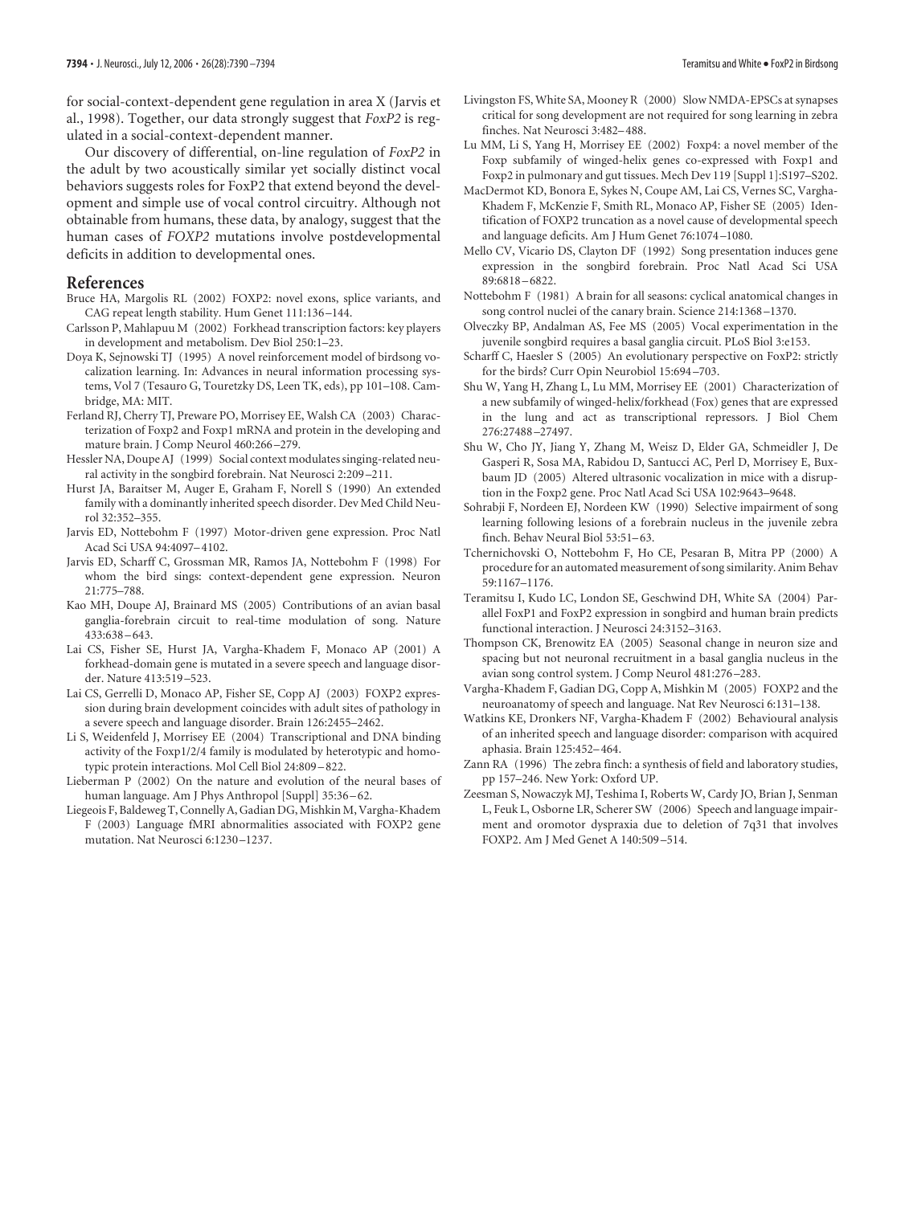for social-context-dependent gene regulation in area X (Jarvis et al., 1998). Together, our data strongly suggest that *FoxP2* is regulated in a social-context-dependent manner.

Our discovery of differential, on-line regulation of *FoxP2* in the adult by two acoustically similar yet socially distinct vocal behaviors suggests roles for FoxP2 that extend beyond the development and simple use of vocal control circuitry. Although not obtainable from humans, these data, by analogy, suggest that the human cases of *FOXP2* mutations involve postdevelopmental deficits in addition to developmental ones.

## References

Bruce HA, Margolis RL (2002) FOXP2: novel exons, splice variants, and CAG repeat length stability. Hum Genet 111:136–144.

Carlsson P, Mahlapuu M (2002) Forkhead transcription factors: key players in development and metabolism. Dev Biol 250:1–23.

Doya K, Sejnowski TJ (1995) A novel reinforcement model of birdsong vocalization learning. In: Advances in neural information processing systems, Vol 7 (Tesauro G, Touretzky DS, Leen TK, eds), pp 101–108. Cambridge, MA: MIT.

Ferland RJ, Cherry TJ, Preware PO, Morrisey EE, Walsh CA (2003) Characterization of Foxp2 and Foxp1 mRNA and protein in the developing and mature brain. J Comp Neurol 460:266–279.

Hessler NA, Doupe AJ (1999) Social context modulates singing-related neural activity in the songbird forebrain. Nat Neurosci 2:209–211.

Hurst JA, Baraitser M, Auger E, Graham F, Norell S (1990) An extended family with a dominantly inherited speech disorder. Dev Med Child Neurol 32:352–355.

Jarvis ED, Nottebohm F (1997) Motor-driven gene expression. Proc Natl Acad Sci USA 94:4097–4102.

Jarvis ED, Scharff C, Grossman MR, Ramos JA, Nottebohm F (1998) For whom the bird sings: context-dependent gene expression. Neuron 21:775–788.

Kao MH, Doupe AJ, Brainard MS (2005) Contributions of an avian basal ganglia-forebrain circuit to real-time modulation of song. Nature 433:638–643.

Lai CS, Fisher SE, Hurst JA, Vargha-Khadem F, Monaco AP (2001) A forkhead-domain gene is mutated in a severe speech and language disorder. Nature 413:519–523.

Lai CS, Gerrelli D, Monaco AP, Fisher SE, Copp AJ (2003) FOXP2 expression during brain development coincides with adult sites of pathology in a severe speech and language disorder. Brain 126:2455–2462.

Li S, Weidenfeld J, Morrisey EE (2004) Transcriptional and DNA binding activity of the Foxp1/2/4 family is modulated by heterotypic and homotypic protein interactions. Mol Cell Biol 24:809–822.

Lieberman P (2002) On the nature and evolution of the neural bases of human language. Am J Phys Anthropol [Suppl] 35:36–62.

Liegeois F, Baldeweg T, Connelly A, Gadian DG, Mishkin M, Vargha-Khadem F (2003) Language fMRI abnormalities associated with FOXP2 gene mutation. Nat Neurosci 6:1230–1237.

Livingston FS, White SA, Mooney R (2000) Slow NMDA-EPSCs at synapses critical for song development are not required for song learning in zebra finches. Nat Neurosci 3:482–488.

Lu MM, Li S, Yang H, Morrisey EE (2002) Foxp4: a novel member of the Foxp subfamily of winged-helix genes co-expressed with Foxp1 and Foxp2 in pulmonary and gut tissues. Mech Dev 119 [Suppl 1]:S197–S202.

MacDermot KD, Bonora E, Sykes N, Coupe AM, Lai CS, Vernes SC, Vargha-Khadem F, McKenzie F, Smith RL, Monaco AP, Fisher SE (2005) Identification of FOXP2 truncation as a novel cause of developmental speech and language deficits. Am J Hum Genet 76:1074–1080.

Mello CV, Vicario DS, Clayton DF (1992) Song presentation induces gene expression in the songbird forebrain. Proc Natl Acad Sci USA 89:6818–6822.

Nottebohm F (1981) A brain for all seasons: cyclical anatomical changes in song control nuclei of the canary brain. Science 214:1368–1370.

Olveczky BP, Andalman AS, Fee MS (2005) Vocal experimentation in the juvenile songbird requires a basal ganglia circuit. PLoS Biol 3:e153.

Scharff C, Haesler S (2005) An evolutionary perspective on FoxP2: strictly for the birds? Curr Opin Neurobiol 15:694–703.

Shu W, Yang H, Zhang L, Lu MM, Morrisey EE (2001) Characterization of a new subfamily of winged-helix/forkhead (Fox) genes that are expressed in the lung and act as transcriptional repressors. J Biol Chem 276:27488–27497.

Shu W, Cho JY, Jiang Y, Zhang M, Weisz D, Elder GA, Schmeidler J, De Gasperi R, Sosa MA, Rabidou D, Santucci AC, Perl D, Morrisey E, Buxbaum JD (2005) Altered ultrasonic vocalization in mice with a disruption in the Foxp2 gene. Proc Natl Acad Sci USA 102:9643–9648.

Sohrabji F, Nordeen EJ, Nordeen KW (1990) Selective impairment of song learning following lesions of a forebrain nucleus in the juvenile zebra finch. Behav Neural Biol 53:51–63.

Tchernichovski O, Nottebohm F, Ho CE, Pesaran B, Mitra PP (2000) A procedure for an automated measurement of song similarity. Anim Behav 59:1167–1176.

Teramitsu I, Kudo LC, London SE, Geschwind DH, White SA (2004) Parallel FoxP1 and FoxP2 expression in songbird and human brain predicts functional interaction. J Neurosci 24:3152–3163.

Thompson CK, Brenowitz EA (2005) Seasonal change in neuron size and spacing but not neuronal recruitment in a basal ganglia nucleus in the avian song control system. J Comp Neurol 481:276–283.

Vargha-Khadem F, Gadian DG, Copp A, Mishkin M (2005) FOXP2 and the neuroanatomy of speech and language. Nat Rev Neurosci 6:131–138.

Watkins KE, Dronkers NF, Vargha-Khadem F (2002) Behavioural analysis of an inherited speech and language disorder: comparison with acquired aphasia. Brain 125:452–464.

Zann RA (1996) The zebra finch: a synthesis of field and laboratory studies, pp 157–246. New York: Oxford UP.

Zeesman S, Nowaczyk MJ, Teshima I, Roberts W, Cardy JO, Brian J, Senman L, Feuk L, Osborne LR, Scherer SW (2006) Speech and language impairment and oromotor dyspraxia due to deletion of 7q31 that involves FOXP2. Am J Med Genet A 140:509–514.